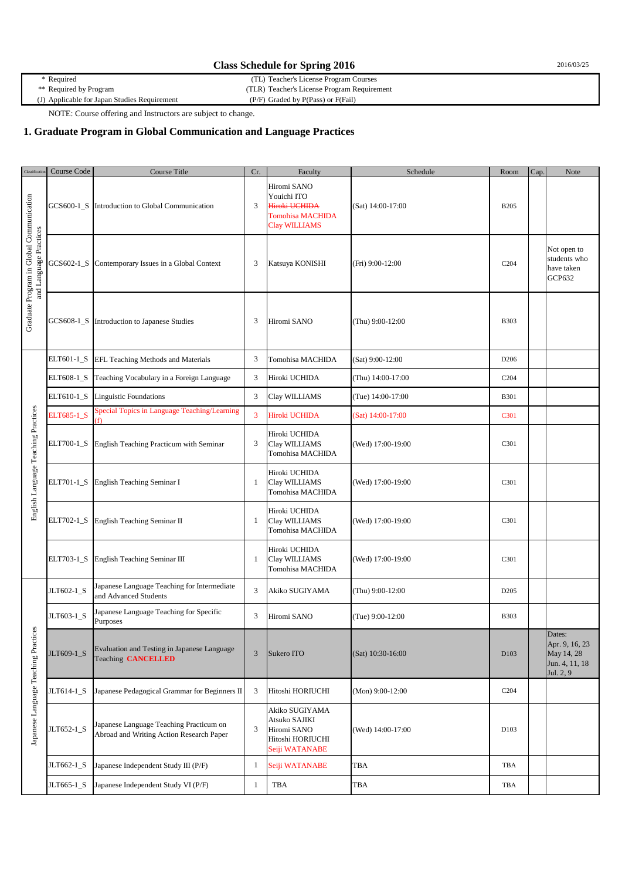## Class Schedule for Spring 2016

2016/03/25

| | |
|---|---|
| * Required | (TL) Teacher's License Program Courses |
| ** Required by Program | (TLR) Teacher's License Program Requirement |
| (J) Applicable for Japan Studies Requirement | (P/F) Graded by P(Pass) or F(Fail) |

NOTE: Course offering and Instructors are subject to change.

## 1. Graduate Program in Global Communication and Language Practices

| Classification | Course Code | Course Title | Cr. | Faculty | Schedule | Room | Cap. | Note |
|---|---|---|---|---|---|---|---|---|
| Graduate Program in Global Communication and Language Practices | GCS600-1_S | Introduction to Global Communication | 3 | Hiromi SANO<br>Youichi ITO<br>~~Hiroki UCHIDA~~<br>Tomohisa MACHIDA<br>Clay WILLIAMS | (Sat) 14:00-17:00 | B205 | | |
| | GCS602-1_S | Contemporary Issues in a Global Context | 3 | Katsuya KONISHI | (Fri) 9:00-12:00 | C204 | | Not open to students who have taken GCP632 |
| | GCS608-1_S | Introduction to Japanese Studies | 3 | Hiromi SANO | (Thu) 9:00-12:00 | B303 | | |
| English Language Teaching Practices | ELT601-1_S | EFL Teaching Methods and Materials | 3 | Tomohisa MACHIDA | (Sat) 9:00-12:00 | D206 | | |
| | ELT608-1_S | Teaching Vocabulary in a Foreign Language | 3 | Hiroki UCHIDA | (Thu) 14:00-17:00 | C204 | | |
| | ELT610-1_S | Linguistic Foundations | 3 | Clay WILLIAMS | (Tue) 14:00-17:00 | B301 | | |
| | ELT685-1_S | Special Topics in Language Teaching/Learning (f) | 3 | Hiroki UCHIDA | (Sat) 14:00-17:00 | C301 | | |
| | ELT700-1_S | English Teaching Practicum with Seminar | 3 | Hiroki UCHIDA<br>Clay WILLIAMS<br>Tomohisa MACHIDA | (Wed) 17:00-19:00 | C301 | | |
| | ELT701-1_S | English Teaching Seminar I | 1 | Hiroki UCHIDA<br>Clay WILLIAMS<br>Tomohisa MACHIDA | (Wed) 17:00-19:00 | C301 | | |
| | ELT702-1_S | English Teaching Seminar II | 1 | Hiroki UCHIDA<br>Clay WILLIAMS<br>Tomohisa MACHIDA | (Wed) 17:00-19:00 | C301 | | |
| | ELT703-1_S | English Teaching Seminar III | 1 | Hiroki UCHIDA<br>Clay WILLIAMS<br>Tomohisa MACHIDA | (Wed) 17:00-19:00 | C301 | | |
| Japanese Language Teaching Practices | JLT602-1_S | Japanese Language Teaching for Intermediate and Advanced Students | 3 | Akiko SUGIYAMA | (Thu) 9:00-12:00 | D205 | | |
| | JLT603-1_S | Japanese Language Teaching for Specific Purposes | 3 | Hiromi SANO | (Tue) 9:00-12:00 | B303 | | |
| | JLT609-1_S | Evaluation and Testing in Japanese Language Teaching **CANCELLED** | 3 | Sukero ITO | (Sat) 10:30-16:00 | D103 | | Dates:<br>Apr. 9, 16, 23<br>May 14, 28<br>Jun. 4, 11, 18<br>Jul. 2, 9 |
| | JLT614-1_S | Japanese Pedagogical Grammar for Beginners II | 3 | Hitoshi HORIUCHI | (Mon) 9:00-12:00 | C204 | | |
| | JLT652-1_S | Japanese Language Teaching Practicum on Abroad and Writing Action Research Paper | 3 | Akiko SUGIYAMA<br>Atsuko SAJIKI<br>Hiromi SANO<br>Hitoshi HORIUCHI<br>Seiji WATANABE | (Wed) 14:00-17:00 | D103 | | |
| | JLT662-1_S | Japanese Independent Study III (P/F) | 1 | Seiji WATANABE | TBA | TBA | | |
| | JLT665-1_S | Japanese Independent Study VI (P/F) | 1 | TBA | TBA | TBA | | |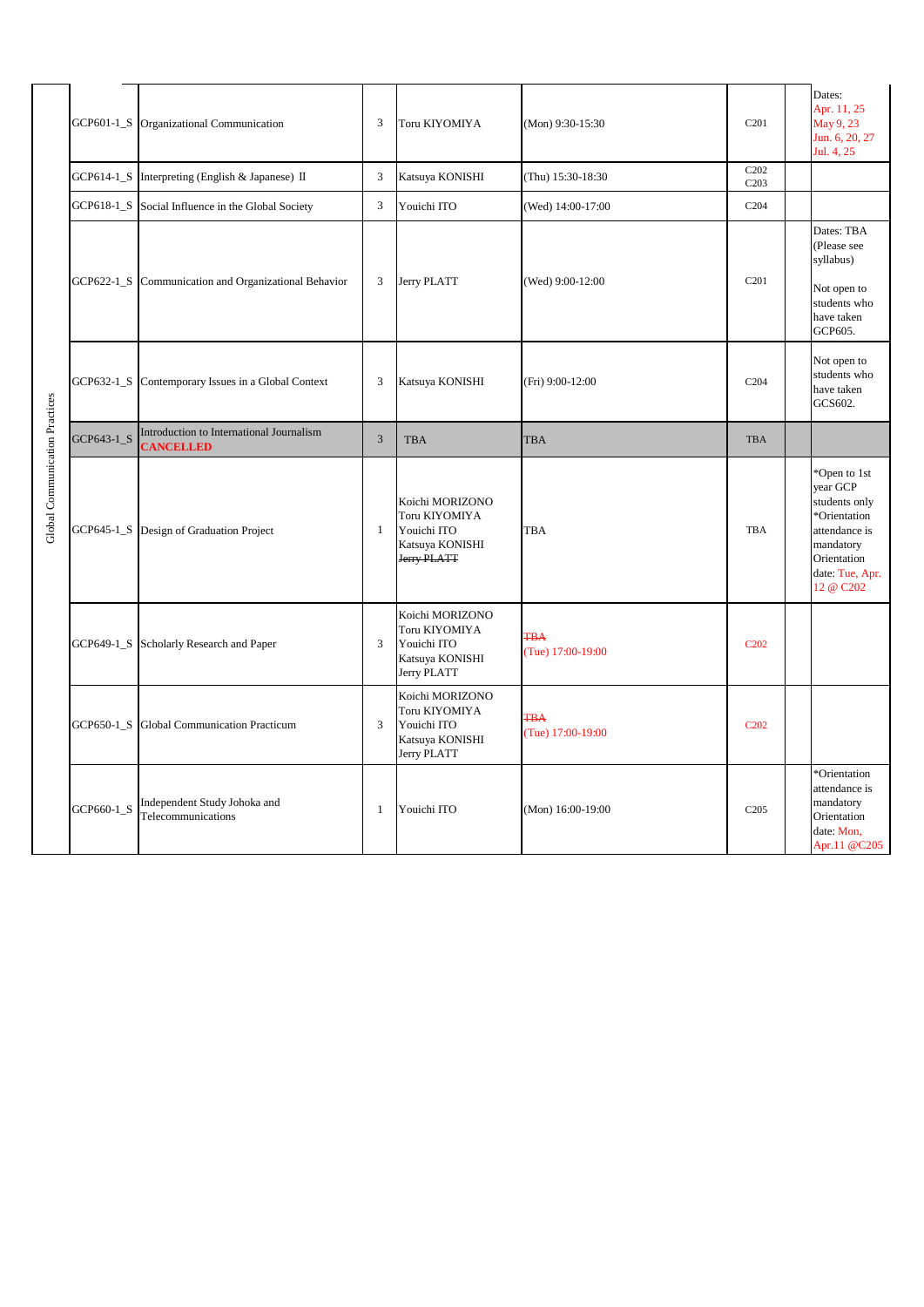| | | | | | | | | |
|---|---|---|---|---|---|---|---|---|
| Global Communication Practices | GCP601-1_S | Organizational Communication | 3 | Toru KIYOMIYA | (Mon) 9:30-15:30 | C201 | | Dates: Apr. 11, 25 May 9, 23 Jun. 6, 20, 27 Jul. 4, 25 |
| | GCP614-1_S | Interpreting (English & Japanese) II | 3 | Katsuya KONISHI | (Thu) 15:30-18:30 | C202 C203 | | |
| | GCP618-1_S | Social Influence in the Global Society | 3 | Youichi ITO | (Wed) 14:00-17:00 | C204 | | |
| | GCP622-1_S | Communication and Organizational Behavior | 3 | Jerry PLATT | (Wed) 9:00-12:00 | C201 | | Dates: TBA (Please see syllabus) Not open to students who have taken GCP605. |
| | GCP632-1_S | Contemporary Issues in a Global Context | 3 | Katsuya KONISHI | (Fri) 9:00-12:00 | C204 | | Not open to students who have taken GCS602. |
| | GCP643-1_S | Introduction to International Journalism **CANCELLED** | 3 | TBA | TBA | TBA | | |
| | GCP645-1_S | Design of Graduation Project | 1 | Koichi MORIZONO Toru KIYOMIYA Youichi ITO Katsuya KONISHI ~~Jerry PLATT~~ | TBA | TBA | | *Open to 1st year GCP students only *Orientation attendance is mandatory Orientation date: Tue, Apr. 12 @ C202 |
| | GCP649-1_S | Scholarly Research and Paper | 3 | Koichi MORIZONO Toru KIYOMIYA Youichi ITO Katsuya KONISHI Jerry PLATT | ~~TBA~~ (Tue) 17:00-19:00 | C202 | | |
| | GCP650-1_S | Global Communication Practicum | 3 | Koichi MORIZONO Toru KIYOMIYA Youichi ITO Katsuya KONISHI Jerry PLATT | ~~TBA~~ (Tue) 17:00-19:00 | C202 | | |
| | GCP660-1_S | Independent Study Johoka and Telecommunications | 1 | Youichi ITO | (Mon) 16:00-19:00 | C205 | | *Orientation attendance is mandatory Orientation date: Mon, Apr.11 @C205 |